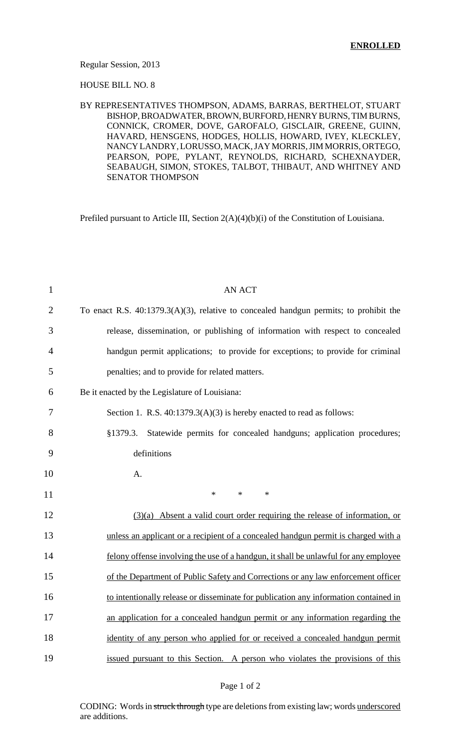**ENROLLED**

Regular Session, 2013

HOUSE BILL NO. 8

BY REPRESENTATIVES THOMPSON, ADAMS, BARRAS, BERTHELOT, STUART BISHOP, BROADWATER, BROWN, BURFORD, HENRY BURNS, TIM BURNS, CONNICK, CROMER, DOVE, GAROFALO, GISCLAIR, GREENE, GUINN, HAVARD, HENSGENS, HODGES, HOLLIS, HOWARD, IVEY, KLECKLEY, NANCY LANDRY, LORUSSO, MACK, JAY MORRIS, JIM MORRIS, ORTEGO, PEARSON, POPE, PYLANT, REYNOLDS, RICHARD, SCHEXNAYDER, SEABAUGH, SIMON, STOKES, TALBOT, THIBAUT, AND WHITNEY AND SENATOR THOMPSON

Prefiled pursuant to Article III, Section 2(A)(4)(b)(i) of the Constitution of Louisiana.

AN ACT

To enact R.S. 40:1379.3(A)(3), relative to concealed handgun permits; to prohibit the release, dissemination, or publishing of information with respect to concealed handgun permit applications; to provide for exceptions; to provide for criminal penalties; and to provide for related matters.

Be it enacted by the Legislature of Louisiana:

Section 1. R.S. 40:1379.3(A)(3) is hereby enacted to read as follows:

§1379.3. Statewide permits for concealed handguns; application procedures; definitions

A.

\* \* \*

(3)(a) Absent a valid court order requiring the release of information, or unless an applicant or a recipient of a concealed handgun permit is charged with a felony offense involving the use of a handgun, it shall be unlawful for any employee of the Department of Public Safety and Corrections or any law enforcement officer to intentionally release or disseminate for publication any information contained in an application for a concealed handgun permit or any information regarding the identity of any person who applied for or received a concealed handgun permit issued pursuant to this Section. A person who violates the provisions of this

CODING: Words in ~~struck through~~ type are deletions from existing law; words underscored are additions.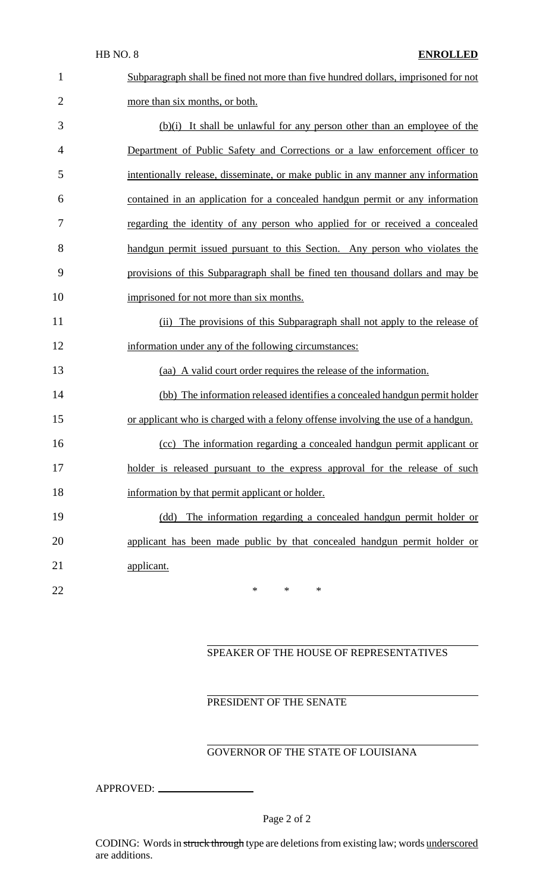Subparagraph shall be fined not more than five hundred dollars, imprisoned for not more than six months, or both.

(b)(i) It shall be unlawful for any person other than an employee of the Department of Public Safety and Corrections or a law enforcement officer to intentionally release, disseminate, or make public in any manner any information contained in an application for a concealed handgun permit or any information regarding the identity of any person who applied for or received a concealed handgun permit issued pursuant to this Section. Any person who violates the provisions of this Subparagraph shall be fined ten thousand dollars and may be imprisoned for not more than six months.

(ii) The provisions of this Subparagraph shall not apply to the release of information under any of the following circumstances:

(aa) A valid court order requires the release of the information.

(bb) The information released identifies a concealed handgun permit holder or applicant who is charged with a felony offense involving the use of a handgun.

(cc) The information regarding a concealed handgun permit applicant or holder is released pursuant to the express approval for the release of such information by that permit applicant or holder.

(dd) The information regarding a concealed handgun permit holder or applicant has been made public by that concealed handgun permit holder or applicant.

\* \* \*

SPEAKER OF THE HOUSE OF REPRESENTATIVES

PRESIDENT OF THE SENATE

GOVERNOR OF THE STATE OF LOUISIANA

APPROVED: \_\_\_\_\_\_\_\_\_\_\_\_\_\_\_\_\_\_

CODING: Words in ~~struck through~~ type are deletions from existing law; words underscored are additions.